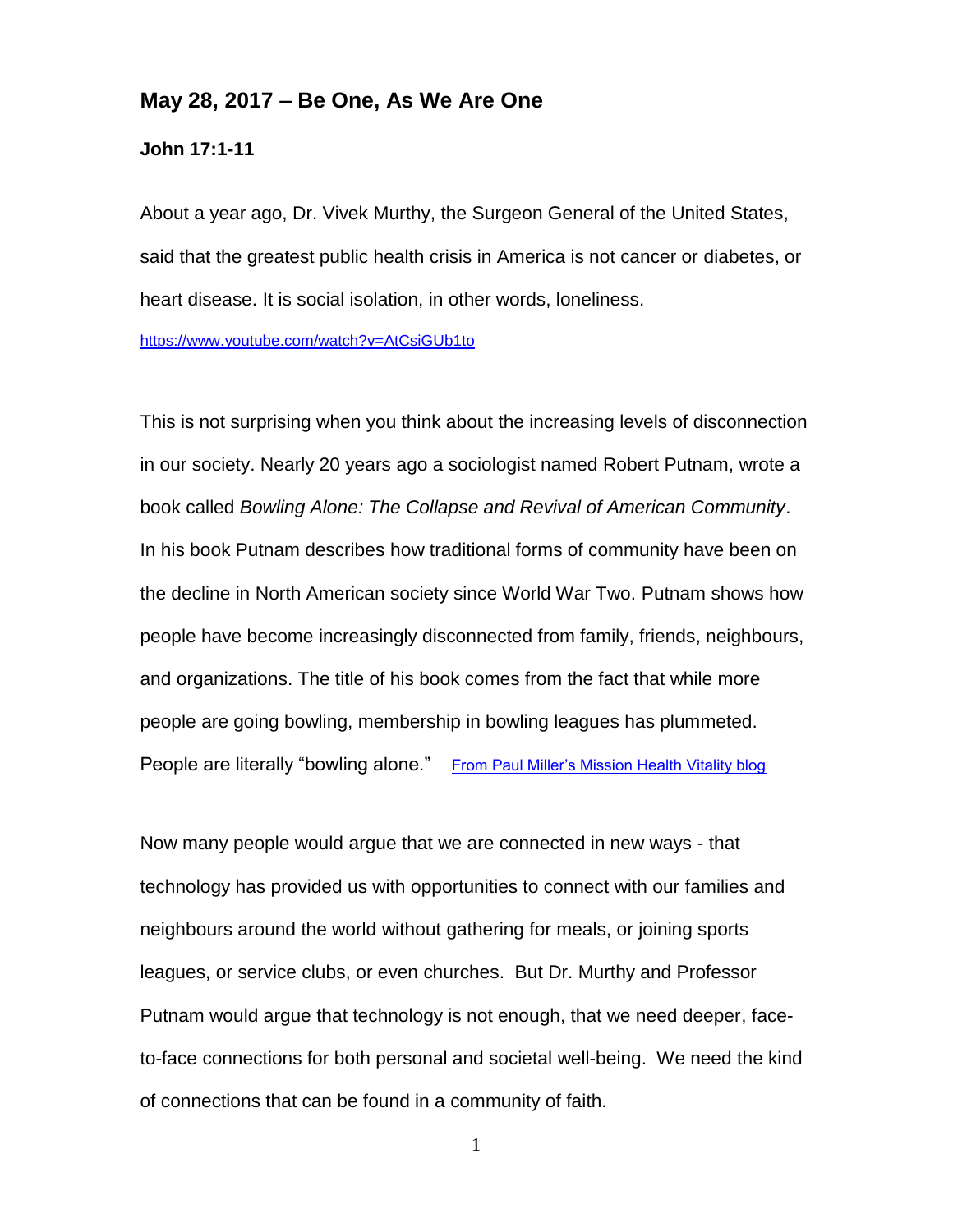## May 28, 2017 – Be One, As We Are One

**John 17:1-11**

About a year ago, Dr. Vivek Murthy, the Surgeon General of the United States, said that the greatest public health crisis in America is not cancer or diabetes, or heart disease. It is social isolation, in other words, loneliness.

https://www.youtube.com/watch?v=AtCsiGUb1to

This is not surprising when you think about the increasing levels of disconnection in our society. Nearly 20 years ago a sociologist named Robert Putnam, wrote a book called *Bowling Alone: The Collapse and Revival of American Community*. In his book Putnam describes how traditional forms of community have been on the decline in North American society since World War Two. Putnam shows how people have become increasingly disconnected from family, friends, neighbours, and organizations. The title of his book comes from the fact that while more people are going bowling, membership in bowling leagues has plummeted. People are literally "bowling alone." From Paul Miller's Mission Health Vitality blog

Now many people would argue that we are connected in new ways - that technology has provided us with opportunities to connect with our families and neighbours around the world without gathering for meals, or joining sports leagues, or service clubs, or even churches. But Dr. Murthy and Professor Putnam would argue that technology is not enough, that we need deeper, face-to-face connections for both personal and societal well-being. We need the kind of connections that can be found in a community of faith.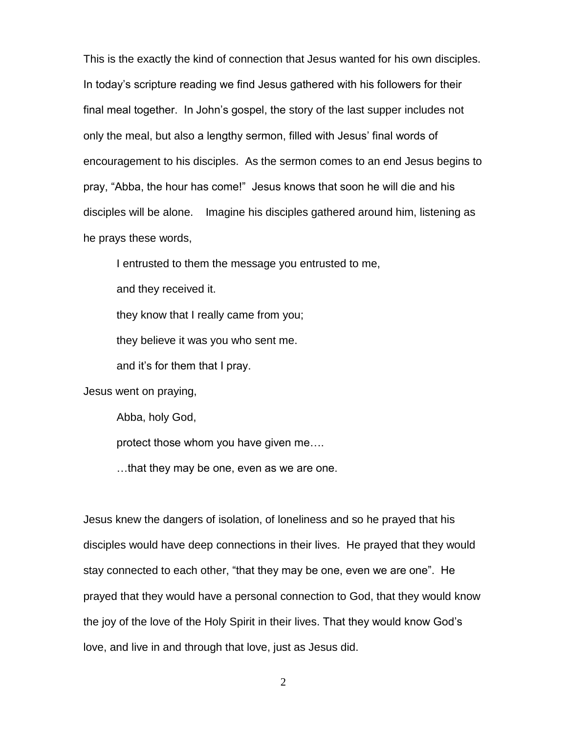This is the exactly the kind of connection that Jesus wanted for his own disciples. In today's scripture reading we find Jesus gathered with his followers for their final meal together. In John's gospel, the story of the last supper includes not only the meal, but also a lengthy sermon, filled with Jesus' final words of encouragement to his disciples. As the sermon comes to an end Jesus begins to pray, "Abba, the hour has come!" Jesus knows that soon he will die and his disciples will be alone. Imagine his disciples gathered around him, listening as he prays these words,

> I entrusted to them the message you entrusted to me,
>
> and they received it.
>
> they know that I really came from you;
>
> they believe it was you who sent me.
>
> and it's for them that I pray.

Jesus went on praying,

> Abba, holy God,
>
> protect those whom you have given me….
>
> …that they may be one, even as we are one.

Jesus knew the dangers of isolation, of loneliness and so he prayed that his disciples would have deep connections in their lives. He prayed that they would stay connected to each other, "that they may be one, even we are one". He prayed that they would have a personal connection to God, that they would know the joy of the love of the Holy Spirit in their lives. That they would know God's love, and live in and through that love, just as Jesus did.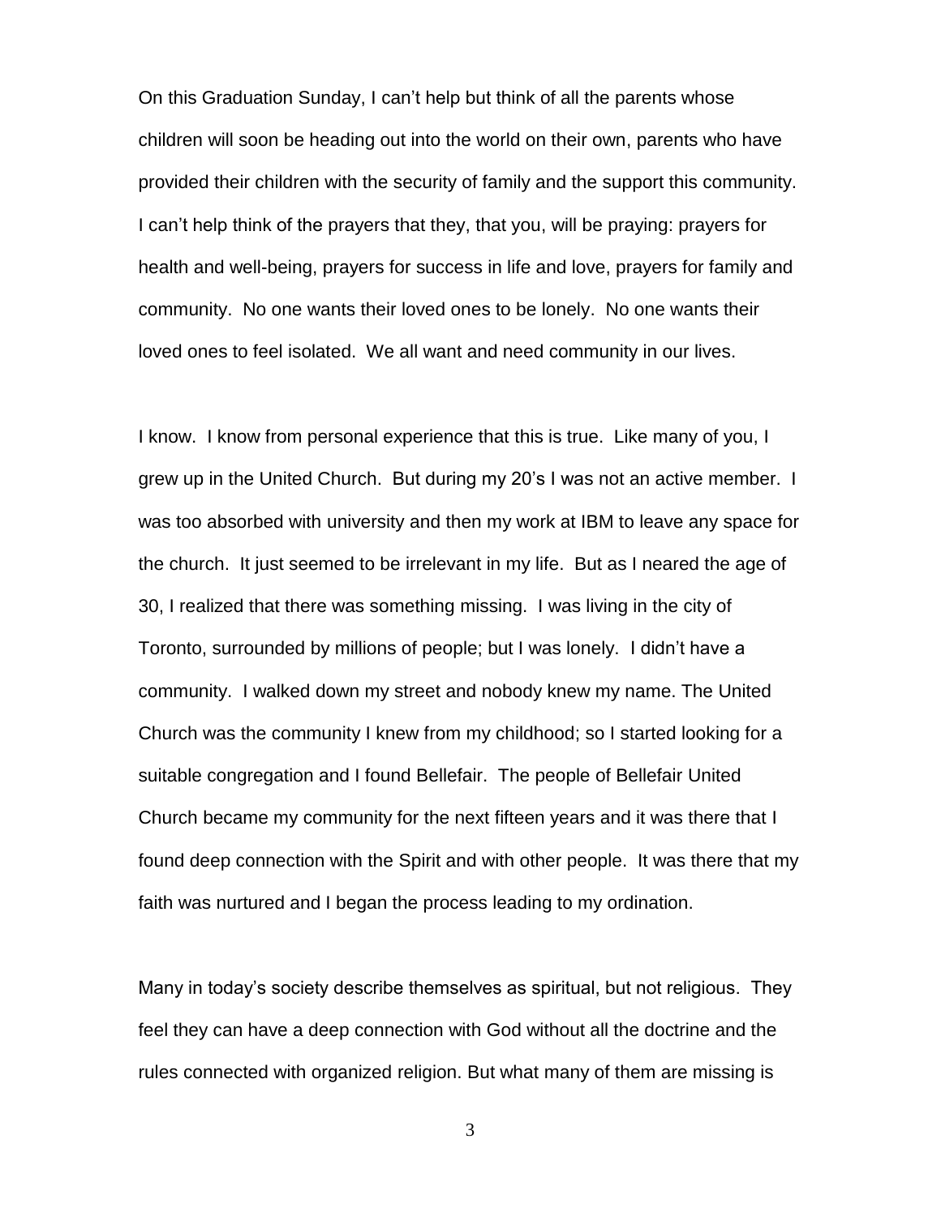On this Graduation Sunday, I can't help but think of all the parents whose children will soon be heading out into the world on their own, parents who have provided their children with the security of family and the support this community. I can't help think of the prayers that they, that you, will be praying: prayers for health and well-being, prayers for success in life and love, prayers for family and community. No one wants their loved ones to be lonely. No one wants their loved ones to feel isolated. We all want and need community in our lives.

I know. I know from personal experience that this is true. Like many of you, I grew up in the United Church. But during my 20's I was not an active member. I was too absorbed with university and then my work at IBM to leave any space for the church. It just seemed to be irrelevant in my life. But as I neared the age of 30, I realized that there was something missing. I was living in the city of Toronto, surrounded by millions of people; but I was lonely. I didn't have a community. I walked down my street and nobody knew my name. The United Church was the community I knew from my childhood; so I started looking for a suitable congregation and I found Bellefair. The people of Bellefair United Church became my community for the next fifteen years and it was there that I found deep connection with the Spirit and with other people. It was there that my faith was nurtured and I began the process leading to my ordination.

Many in today's society describe themselves as spiritual, but not religious. They feel they can have a deep connection with God without all the doctrine and the rules connected with organized religion. But what many of them are missing is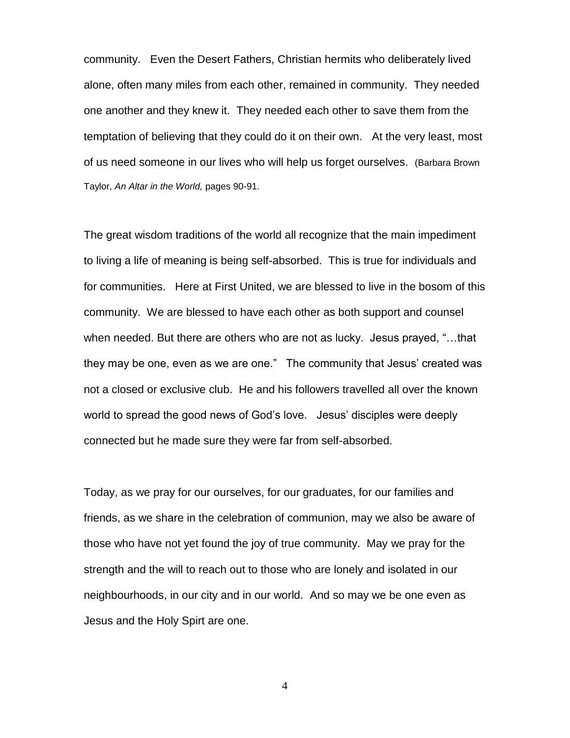community. Even the Desert Fathers, Christian hermits who deliberately lived alone, often many miles from each other, remained in community. They needed one another and they knew it. They needed each other to save them from the temptation of believing that they could do it on their own. At the very least, most of us need someone in our lives who will help us forget ourselves. (Barbara Brown Taylor, *An Altar in the World,* pages 90-91.

The great wisdom traditions of the world all recognize that the main impediment to living a life of meaning is being self-absorbed. This is true for individuals and for communities. Here at First United, we are blessed to live in the bosom of this community. We are blessed to have each other as both support and counsel when needed. But there are others who are not as lucky. Jesus prayed, "…that they may be one, even as we are one." The community that Jesus' created was not a closed or exclusive club. He and his followers travelled all over the known world to spread the good news of God's love. Jesus' disciples were deeply connected but he made sure they were far from self-absorbed.

Today, as we pray for our ourselves, for our graduates, for our families and friends, as we share in the celebration of communion, may we also be aware of those who have not yet found the joy of true community. May we pray for the strength and the will to reach out to those who are lonely and isolated in our neighbourhoods, in our city and in our world. And so may we be one even as Jesus and the Holy Spirt are one.